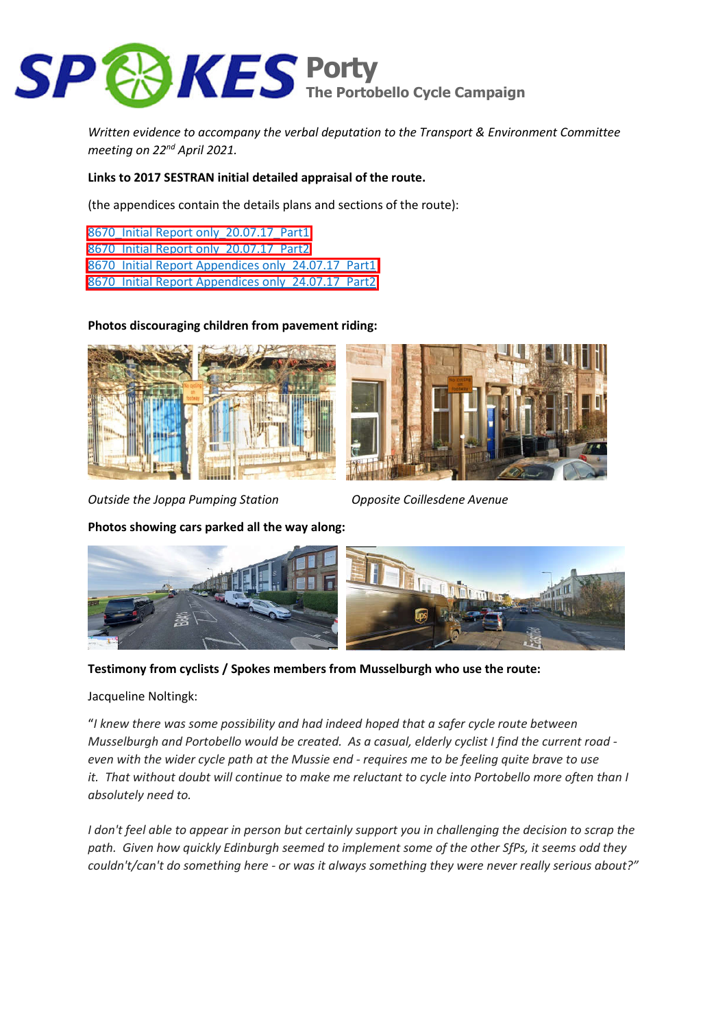# SPOKES Porty

## The Portobello Cycle Campaign

*Written evidence to accompany the verbal deputation to the Transport & Environment Committee meeting on 22nd April 2021.*

**Links to 2017 SESTRAN initial detailed appraisal of the route.**

(the appendices contain the details plans and sections of the route):

8670_Initial Report only_20.07.17_Part1
8670_Initial Report only_20.07.17_Part2
8670_Initial Report Appendices only_24.07.17_Part1
8670_Initial Report Appendices only_24.07.17_Part2

**Photos discouraging children from pavement riding:**

*Outside the Joppa Pumping Station*

*Opposite Coillesdene Avenue*

**Photos showing cars parked all the way along:**

**Testimony from cyclists / Spokes members from Musselburgh who use the route:**

Jacqueline Noltingk:

"*I knew there was some possibility and had indeed hoped that a safer cycle route between Musselburgh and Portobello would be created. As a casual, elderly cyclist I find the current road - even with the wider cycle path at the Mussie end - requires me to be feeling quite brave to use it. That without doubt will continue to make me reluctant to cycle into Portobello more often than I absolutely need to.*

*I don't feel able to appear in person but certainly support you in challenging the decision to scrap the path. Given how quickly Edinburgh seemed to implement some of the other SfPs, it seems odd they couldn't/can't do something here - or was it always something they were never really serious about?"*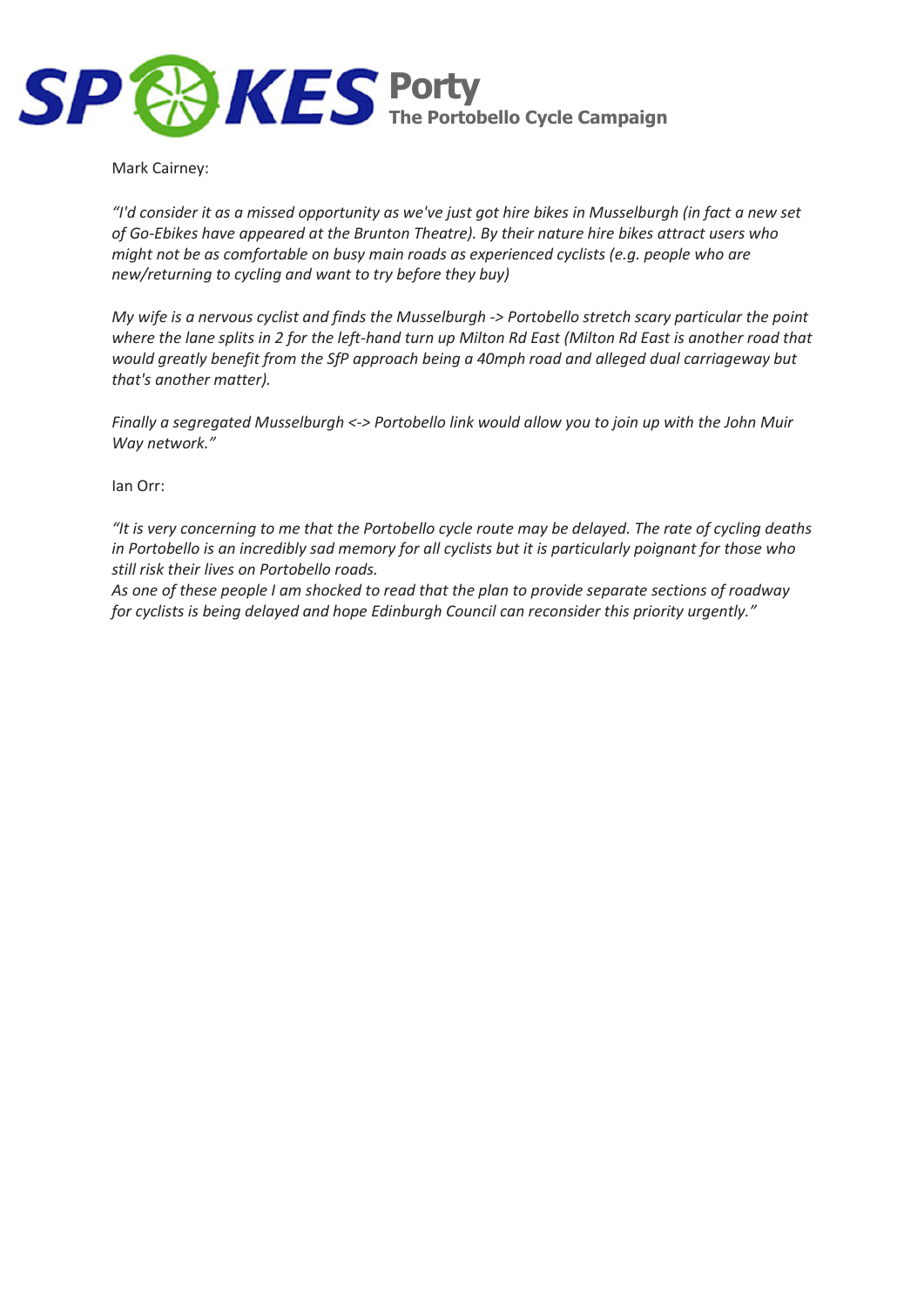Mark Cairney:

*"I'd consider it as a missed opportunity as we've just got hire bikes in Musselburgh (in fact a new set of Go-Ebikes have appeared at the Brunton Theatre). By their nature hire bikes attract users who might not be as comfortable on busy main roads as experienced cyclists (e.g. people who are new/returning to cycling and want to try before they buy)*

*My wife is a nervous cyclist and finds the Musselburgh -> Portobello stretch scary particular the point where the lane splits in 2 for the left-hand turn up Milton Rd East (Milton Rd East is another road that would greatly benefit from the SfP approach being a 40mph road and alleged dual carriageway but that's another matter).*

*Finally a segregated Musselburgh <-> Portobello link would allow you to join up with the John Muir Way network."*

Ian Orr:

*"It is very concerning to me that the Portobello cycle route may be delayed. The rate of cycling deaths in Portobello is an incredibly sad memory for all cyclists but it is particularly poignant for those who still risk their lives on Portobello roads.*
*As one of these people I am shocked to read that the plan to provide separate sections of roadway for cyclists is being delayed and hope Edinburgh Council can reconsider this priority urgently."*